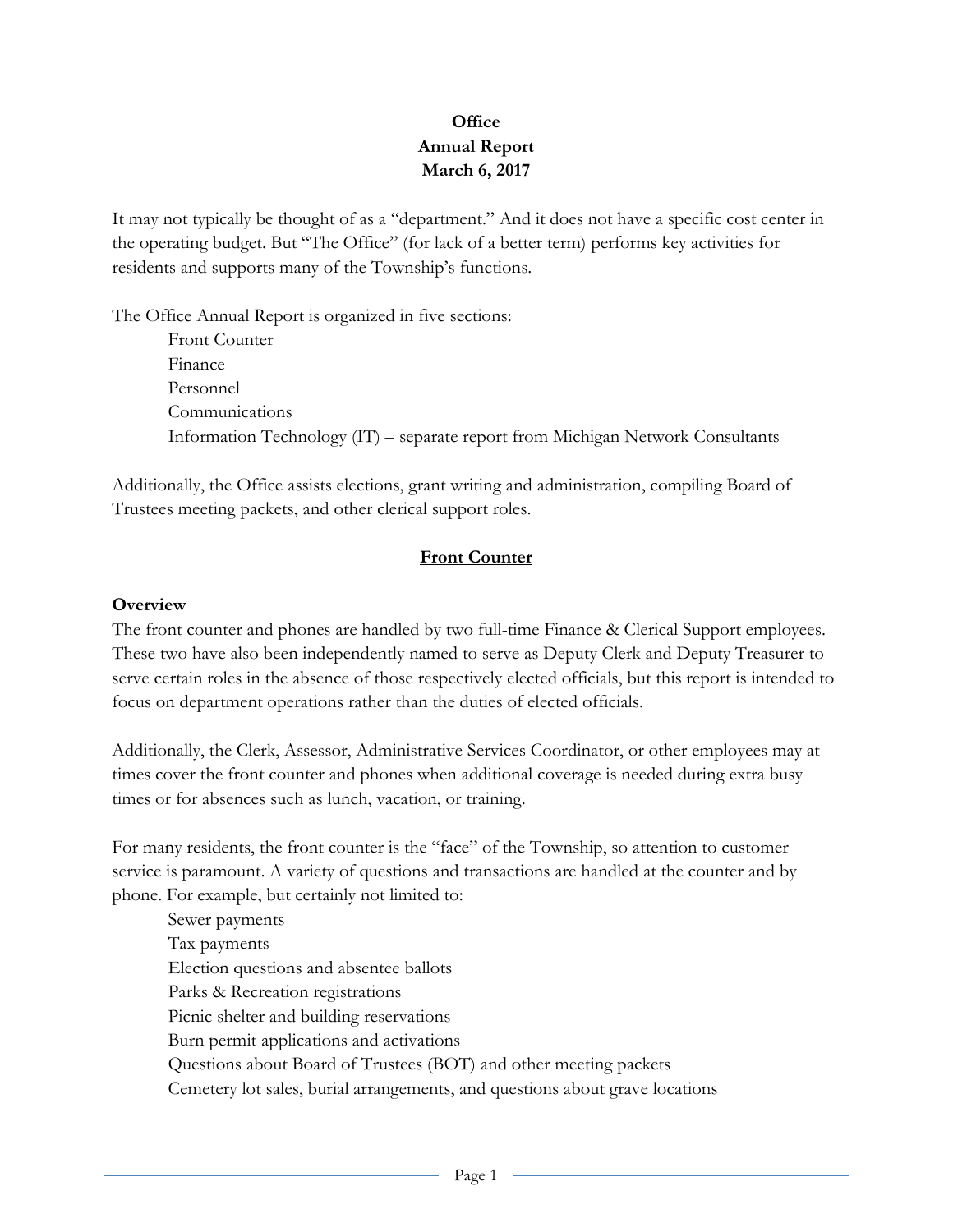**Office**
**Annual Report**
**March 6, 2017**

It may not typically be thought of as a "department." And it does not have a specific cost center in the operating budget. But "The Office" (for lack of a better term) performs key activities for residents and supports many of the Township's functions.

The Office Annual Report is organized in five sections:

- Front Counter
- Finance
- Personnel
- Communications
- Information Technology (IT) – separate report from Michigan Network Consultants

Additionally, the Office assists elections, grant writing and administration, compiling Board of Trustees meeting packets, and other clerical support roles.

## Front Counter

### Overview

The front counter and phones are handled by two full-time Finance & Clerical Support employees. These two have also been independently named to serve as Deputy Clerk and Deputy Treasurer to serve certain roles in the absence of those respectively elected officials, but this report is intended to focus on department operations rather than the duties of elected officials.

Additionally, the Clerk, Assessor, Administrative Services Coordinator, or other employees may at times cover the front counter and phones when additional coverage is needed during extra busy times or for absences such as lunch, vacation, or training.

For many residents, the front counter is the "face" of the Township, so attention to customer service is paramount. A variety of questions and transactions are handled at the counter and by phone. For example, but certainly not limited to:

- Sewer payments
- Tax payments
- Election questions and absentee ballots
- Parks & Recreation registrations
- Picnic shelter and building reservations
- Burn permit applications and activations
- Questions about Board of Trustees (BOT) and other meeting packets
- Cemetery lot sales, burial arrangements, and questions about grave locations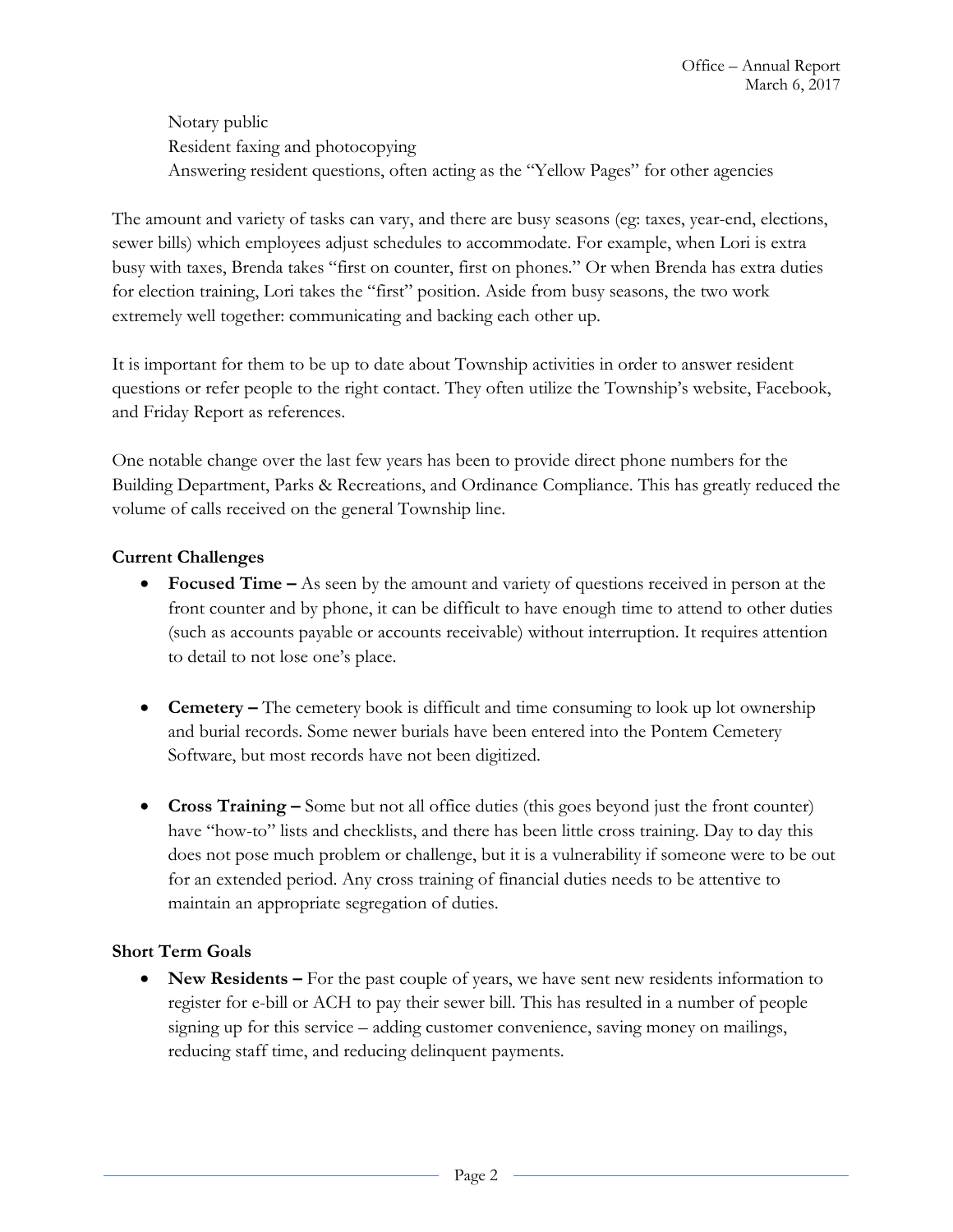Notary public
Resident faxing and photocopying
Answering resident questions, often acting as the "Yellow Pages" for other agencies

The amount and variety of tasks can vary, and there are busy seasons (eg: taxes, year-end, elections, sewer bills) which employees adjust schedules to accommodate. For example, when Lori is extra busy with taxes, Brenda takes "first on counter, first on phones." Or when Brenda has extra duties for election training, Lori takes the "first" position. Aside from busy seasons, the two work extremely well together: communicating and backing each other up.

It is important for them to be up to date about Township activities in order to answer resident questions or refer people to the right contact. They often utilize the Township's website, Facebook, and Friday Report as references.

One notable change over the last few years has been to provide direct phone numbers for the Building Department, Parks & Recreations, and Ordinance Compliance. This has greatly reduced the volume of calls received on the general Township line.

**Current Challenges**

- **Focused Time –** As seen by the amount and variety of questions received in person at the front counter and by phone, it can be difficult to have enough time to attend to other duties (such as accounts payable or accounts receivable) without interruption. It requires attention to detail to not lose one's place.

- **Cemetery –** The cemetery book is difficult and time consuming to look up lot ownership and burial records. Some newer burials have been entered into the Pontem Cemetery Software, but most records have not been digitized.

- **Cross Training –** Some but not all office duties (this goes beyond just the front counter) have "how-to" lists and checklists, and there has been little cross training. Day to day this does not pose much problem or challenge, but it is a vulnerability if someone were to be out for an extended period. Any cross training of financial duties needs to be attentive to maintain an appropriate segregation of duties.

**Short Term Goals**

- **New Residents –** For the past couple of years, we have sent new residents information to register for e-bill or ACH to pay their sewer bill. This has resulted in a number of people signing up for this service – adding customer convenience, saving money on mailings, reducing staff time, and reducing delinquent payments.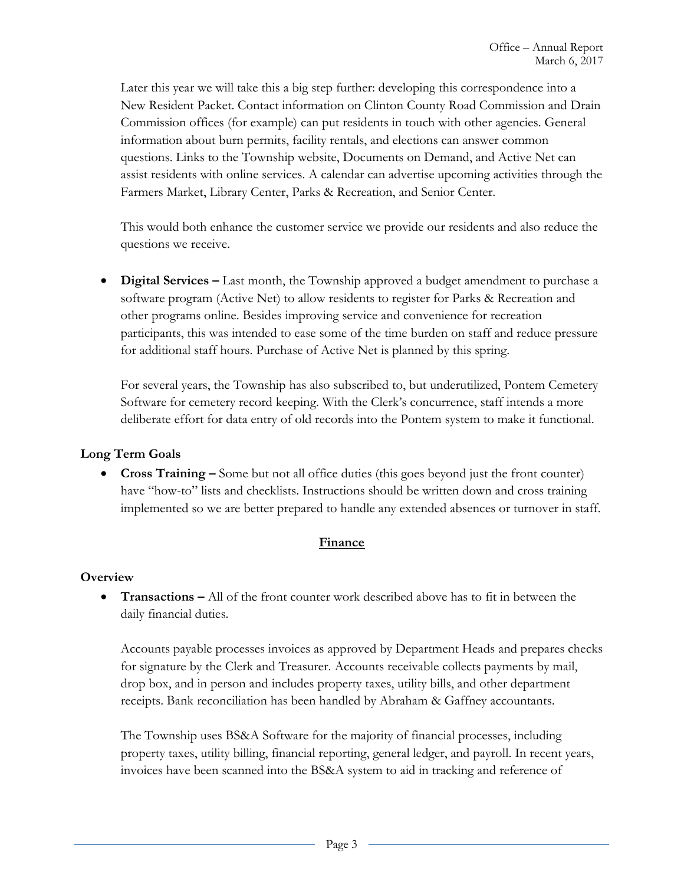Later this year we will take this a big step further: developing this correspondence into a New Resident Packet. Contact information on Clinton County Road Commission and Drain Commission offices (for example) can put residents in touch with other agencies. General information about burn permits, facility rentals, and elections can answer common questions. Links to the Township website, Documents on Demand, and Active Net can assist residents with online services. A calendar can advertise upcoming activities through the Farmers Market, Library Center, Parks & Recreation, and Senior Center.

This would both enhance the customer service we provide our residents and also reduce the questions we receive.

- **Digital Services –** Last month, the Township approved a budget amendment to purchase a software program (Active Net) to allow residents to register for Parks & Recreation and other programs online. Besides improving service and convenience for recreation participants, this was intended to ease some of the time burden on staff and reduce pressure for additional staff hours. Purchase of Active Net is planned by this spring.

  For several years, the Township has also subscribed to, but underutilized, Pontem Cemetery Software for cemetery record keeping. With the Clerk's concurrence, staff intends a more deliberate effort for data entry of old records into the Pontem system to make it functional.

**Long Term Goals**

- **Cross Training –** Some but not all office duties (this goes beyond just the front counter) have "how-to" lists and checklists. Instructions should be written down and cross training implemented so we are better prepared to handle any extended absences or turnover in staff.

## Finance

**Overview**

- **Transactions –** All of the front counter work described above has to fit in between the daily financial duties.

  Accounts payable processes invoices as approved by Department Heads and prepares checks for signature by the Clerk and Treasurer. Accounts receivable collects payments by mail, drop box, and in person and includes property taxes, utility bills, and other department receipts. Bank reconciliation has been handled by Abraham & Gaffney accountants.

  The Township uses BS&A Software for the majority of financial processes, including property taxes, utility billing, financial reporting, general ledger, and payroll. In recent years, invoices have been scanned into the BS&A system to aid in tracking and reference of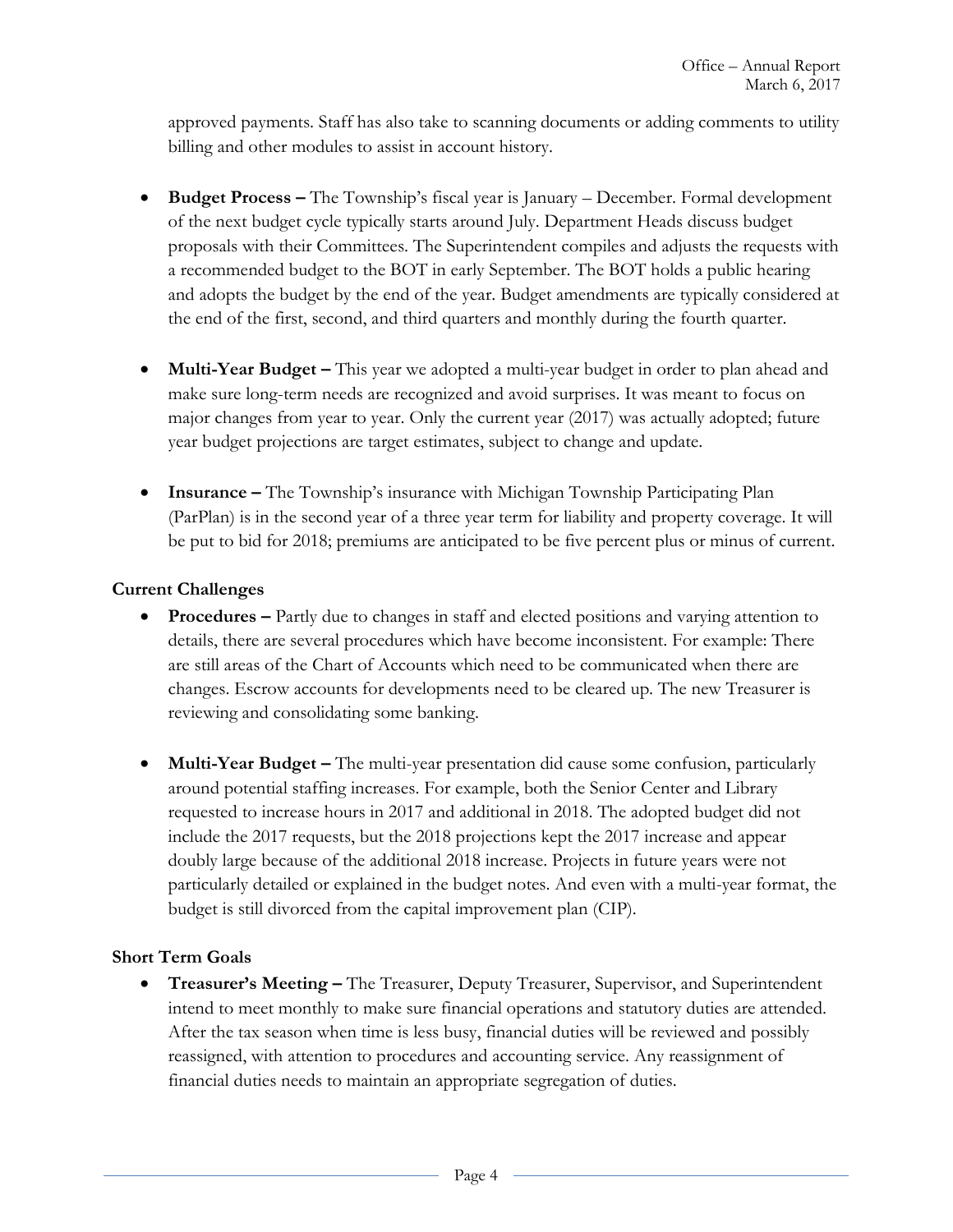approved payments. Staff has also take to scanning documents or adding comments to utility billing and other modules to assist in account history.

- **Budget Process –** The Township's fiscal year is January – December. Formal development of the next budget cycle typically starts around July. Department Heads discuss budget proposals with their Committees. The Superintendent compiles and adjusts the requests with a recommended budget to the BOT in early September. The BOT holds a public hearing and adopts the budget by the end of the year. Budget amendments are typically considered at the end of the first, second, and third quarters and monthly during the fourth quarter.

- **Multi-Year Budget –** This year we adopted a multi-year budget in order to plan ahead and make sure long-term needs are recognized and avoid surprises. It was meant to focus on major changes from year to year. Only the current year (2017) was actually adopted; future year budget projections are target estimates, subject to change and update.

- **Insurance –** The Township's insurance with Michigan Township Participating Plan (ParPlan) is in the second year of a three year term for liability and property coverage. It will be put to bid for 2018; premiums are anticipated to be five percent plus or minus of current.

**Current Challenges**

- **Procedures –** Partly due to changes in staff and elected positions and varying attention to details, there are several procedures which have become inconsistent. For example: There are still areas of the Chart of Accounts which need to be communicated when there are changes. Escrow accounts for developments need to be cleared up. The new Treasurer is reviewing and consolidating some banking.

- **Multi-Year Budget –** The multi-year presentation did cause some confusion, particularly around potential staffing increases. For example, both the Senior Center and Library requested to increase hours in 2017 and additional in 2018. The adopted budget did not include the 2017 requests, but the 2018 projections kept the 2017 increase and appear doubly large because of the additional 2018 increase. Projects in future years were not particularly detailed or explained in the budget notes. And even with a multi-year format, the budget is still divorced from the capital improvement plan (CIP).

**Short Term Goals**

- **Treasurer's Meeting –** The Treasurer, Deputy Treasurer, Supervisor, and Superintendent intend to meet monthly to make sure financial operations and statutory duties are attended. After the tax season when time is less busy, financial duties will be reviewed and possibly reassigned, with attention to procedures and accounting service. Any reassignment of financial duties needs to maintain an appropriate segregation of duties.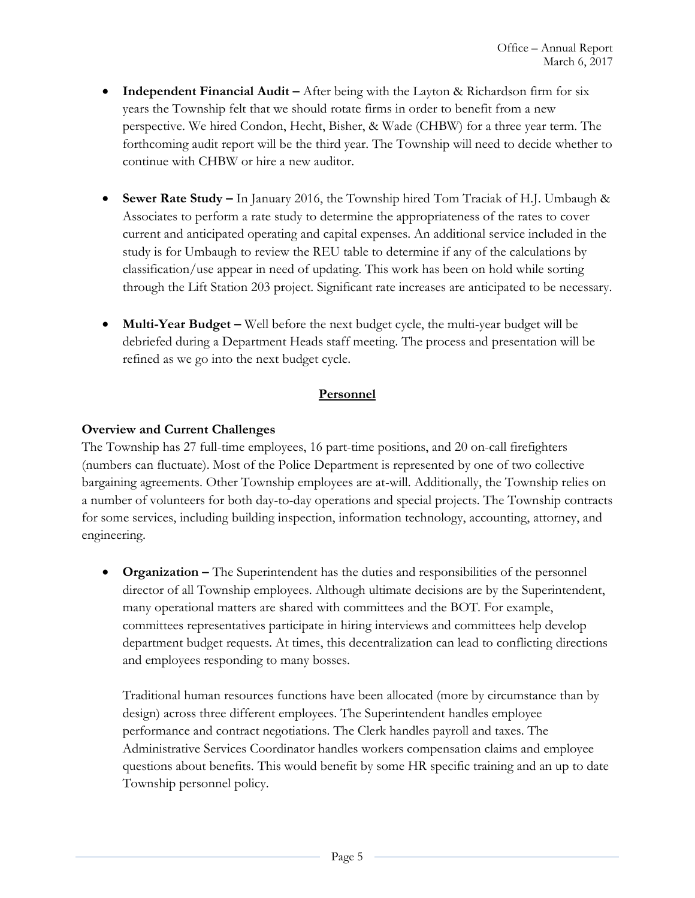- **Independent Financial Audit –** After being with the Layton & Richardson firm for six years the Township felt that we should rotate firms in order to benefit from a new perspective. We hired Condon, Hecht, Bisher, & Wade (CHBW) for a three year term. The forthcoming audit report will be the third year. The Township will need to decide whether to continue with CHBW or hire a new auditor.

- **Sewer Rate Study –** In January 2016, the Township hired Tom Traciak of H.J. Umbaugh & Associates to perform a rate study to determine the appropriateness of the rates to cover current and anticipated operating and capital expenses. An additional service included in the study is for Umbaugh to review the REU table to determine if any of the calculations by classification/use appear in need of updating. This work has been on hold while sorting through the Lift Station 203 project. Significant rate increases are anticipated to be necessary.

- **Multi-Year Budget –** Well before the next budget cycle, the multi-year budget will be debriefed during a Department Heads staff meeting. The process and presentation will be refined as we go into the next budget cycle.

## Personnel

### Overview and Current Challenges

The Township has 27 full-time employees, 16 part-time positions, and 20 on-call firefighters (numbers can fluctuate). Most of the Police Department is represented by one of two collective bargaining agreements. Other Township employees are at-will. Additionally, the Township relies on a number of volunteers for both day-to-day operations and special projects. The Township contracts for some services, including building inspection, information technology, accounting, attorney, and engineering.

- **Organization –** The Superintendent has the duties and responsibilities of the personnel director of all Township employees. Although ultimate decisions are by the Superintendent, many operational matters are shared with committees and the BOT. For example, committees representatives participate in hiring interviews and committees help develop department budget requests. At times, this decentralization can lead to conflicting directions and employees responding to many bosses.

  Traditional human resources functions have been allocated (more by circumstance than by design) across three different employees. The Superintendent handles employee performance and contract negotiations. The Clerk handles payroll and taxes. The Administrative Services Coordinator handles workers compensation claims and employee questions about benefits. This would benefit by some HR specific training and an up to date Township personnel policy.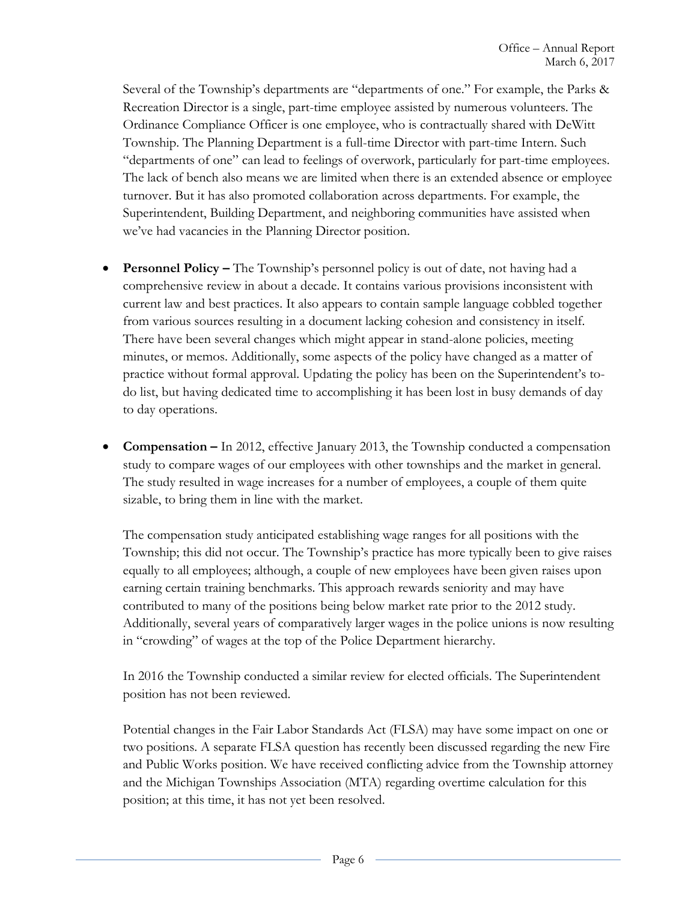Several of the Township's departments are "departments of one." For example, the Parks & Recreation Director is a single, part-time employee assisted by numerous volunteers. The Ordinance Compliance Officer is one employee, who is contractually shared with DeWitt Township. The Planning Department is a full-time Director with part-time Intern. Such "departments of one" can lead to feelings of overwork, particularly for part-time employees. The lack of bench also means we are limited when there is an extended absence or employee turnover. But it has also promoted collaboration across departments. For example, the Superintendent, Building Department, and neighboring communities have assisted when we've had vacancies in the Planning Director position.

- **Personnel Policy –** The Township's personnel policy is out of date, not having had a comprehensive review in about a decade. It contains various provisions inconsistent with current law and best practices. It also appears to contain sample language cobbled together from various sources resulting in a document lacking cohesion and consistency in itself. There have been several changes which might appear in stand-alone policies, meeting minutes, or memos. Additionally, some aspects of the policy have changed as a matter of practice without formal approval. Updating the policy has been on the Superintendent's to-do list, but having dedicated time to accomplishing it has been lost in busy demands of day to day operations.

- **Compensation –** In 2012, effective January 2013, the Township conducted a compensation study to compare wages of our employees with other townships and the market in general. The study resulted in wage increases for a number of employees, a couple of them quite sizable, to bring them in line with the market.

  The compensation study anticipated establishing wage ranges for all positions with the Township; this did not occur. The Township's practice has more typically been to give raises equally to all employees; although, a couple of new employees have been given raises upon earning certain training benchmarks. This approach rewards seniority and may have contributed to many of the positions being below market rate prior to the 2012 study. Additionally, several years of comparatively larger wages in the police unions is now resulting in "crowding" of wages at the top of the Police Department hierarchy.

  In 2016 the Township conducted a similar review for elected officials. The Superintendent position has not been reviewed.

  Potential changes in the Fair Labor Standards Act (FLSA) may have some impact on one or two positions. A separate FLSA question has recently been discussed regarding the new Fire and Public Works position. We have received conflicting advice from the Township attorney and the Michigan Townships Association (MTA) regarding overtime calculation for this position; at this time, it has not yet been resolved.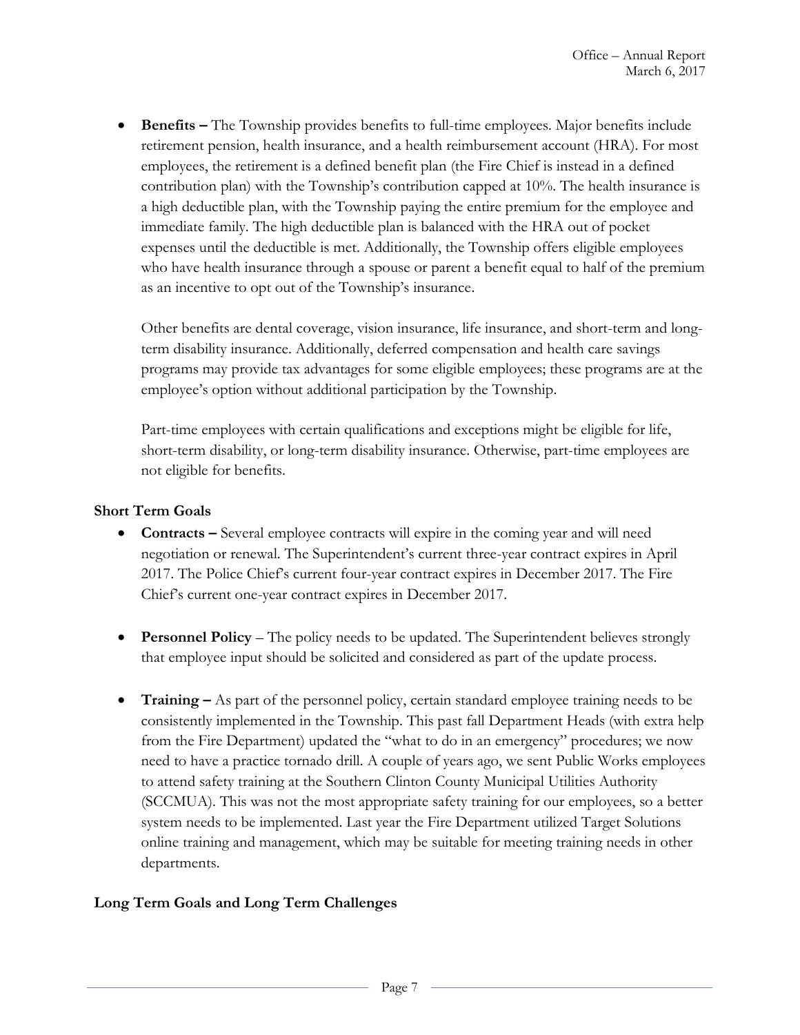- **Benefits –** The Township provides benefits to full-time employees. Major benefits include retirement pension, health insurance, and a health reimbursement account (HRA). For most employees, the retirement is a defined benefit plan (the Fire Chief is instead in a defined contribution plan) with the Township's contribution capped at 10%. The health insurance is a high deductible plan, with the Township paying the entire premium for the employee and immediate family. The high deductible plan is balanced with the HRA out of pocket expenses until the deductible is met. Additionally, the Township offers eligible employees who have health insurance through a spouse or parent a benefit equal to half of the premium as an incentive to opt out of the Township's insurance.

  Other benefits are dental coverage, vision insurance, life insurance, and short-term and long-term disability insurance. Additionally, deferred compensation and health care savings programs may provide tax advantages for some eligible employees; these programs are at the employee's option without additional participation by the Township.

  Part-time employees with certain qualifications and exceptions might be eligible for life, short-term disability, or long-term disability insurance. Otherwise, part-time employees are not eligible for benefits.

**Short Term Goals**

- **Contracts –** Several employee contracts will expire in the coming year and will need negotiation or renewal. The Superintendent's current three-year contract expires in April 2017. The Police Chief's current four-year contract expires in December 2017. The Fire Chief's current one-year contract expires in December 2017.

- **Personnel Policy** – The policy needs to be updated. The Superintendent believes strongly that employee input should be solicited and considered as part of the update process.

- **Training –** As part of the personnel policy, certain standard employee training needs to be consistently implemented in the Township. This past fall Department Heads (with extra help from the Fire Department) updated the "what to do in an emergency" procedures; we now need to have a practice tornado drill. A couple of years ago, we sent Public Works employees to attend safety training at the Southern Clinton County Municipal Utilities Authority (SCCMUA). This was not the most appropriate safety training for our employees, so a better system needs to be implemented. Last year the Fire Department utilized Target Solutions online training and management, which may be suitable for meeting training needs in other departments.

**Long Term Goals and Long Term Challenges**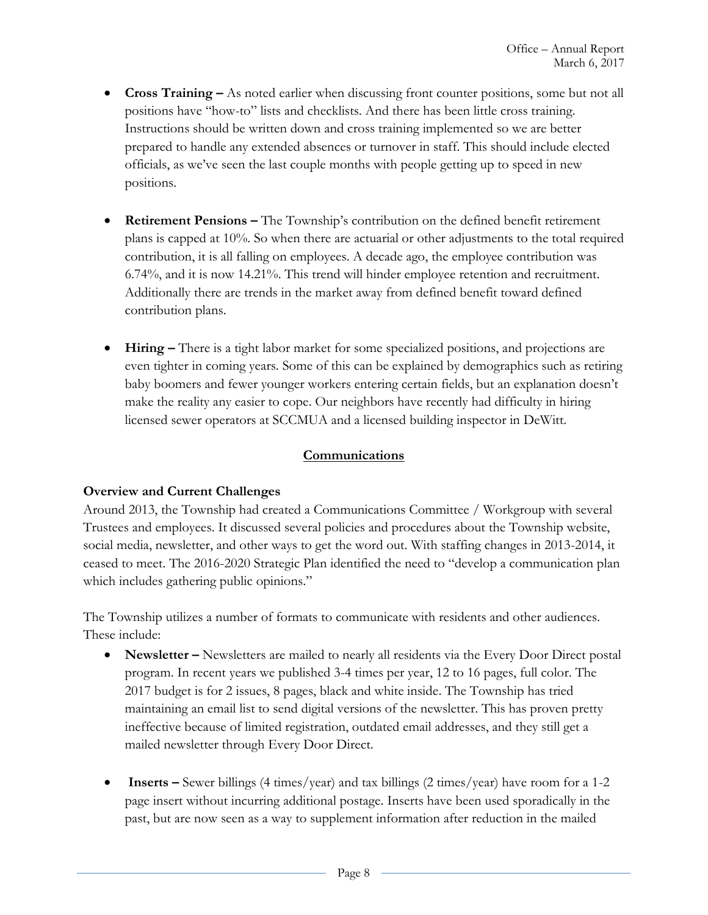- **Cross Training –** As noted earlier when discussing front counter positions, some but not all positions have "how-to" lists and checklists. And there has been little cross training. Instructions should be written down and cross training implemented so we are better prepared to handle any extended absences or turnover in staff. This should include elected officials, as we've seen the last couple months with people getting up to speed in new positions.

- **Retirement Pensions –** The Township's contribution on the defined benefit retirement plans is capped at 10%. So when there are actuarial or other adjustments to the total required contribution, it is all falling on employees. A decade ago, the employee contribution was 6.74%, and it is now 14.21%. This trend will hinder employee retention and recruitment. Additionally there are trends in the market away from defined benefit toward defined contribution plans.

- **Hiring –** There is a tight labor market for some specialized positions, and projections are even tighter in coming years. Some of this can be explained by demographics such as retiring baby boomers and fewer younger workers entering certain fields, but an explanation doesn't make the reality any easier to cope. Our neighbors have recently had difficulty in hiring licensed sewer operators at SCCMUA and a licensed building inspector in DeWitt.

## Communications

### Overview and Current Challenges

Around 2013, the Township had created a Communications Committee / Workgroup with several Trustees and employees. It discussed several policies and procedures about the Township website, social media, newsletter, and other ways to get the word out. With staffing changes in 2013-2014, it ceased to meet. The 2016-2020 Strategic Plan identified the need to "develop a communication plan which includes gathering public opinions."

The Township utilizes a number of formats to communicate with residents and other audiences. These include:

- **Newsletter –** Newsletters are mailed to nearly all residents via the Every Door Direct postal program. In recent years we published 3-4 times per year, 12 to 16 pages, full color. The 2017 budget is for 2 issues, 8 pages, black and white inside. The Township has tried maintaining an email list to send digital versions of the newsletter. This has proven pretty ineffective because of limited registration, outdated email addresses, and they still get a mailed newsletter through Every Door Direct.

- **Inserts –** Sewer billings (4 times/year) and tax billings (2 times/year) have room for a 1-2 page insert without incurring additional postage. Inserts have been used sporadically in the past, but are now seen as a way to supplement information after reduction in the mailed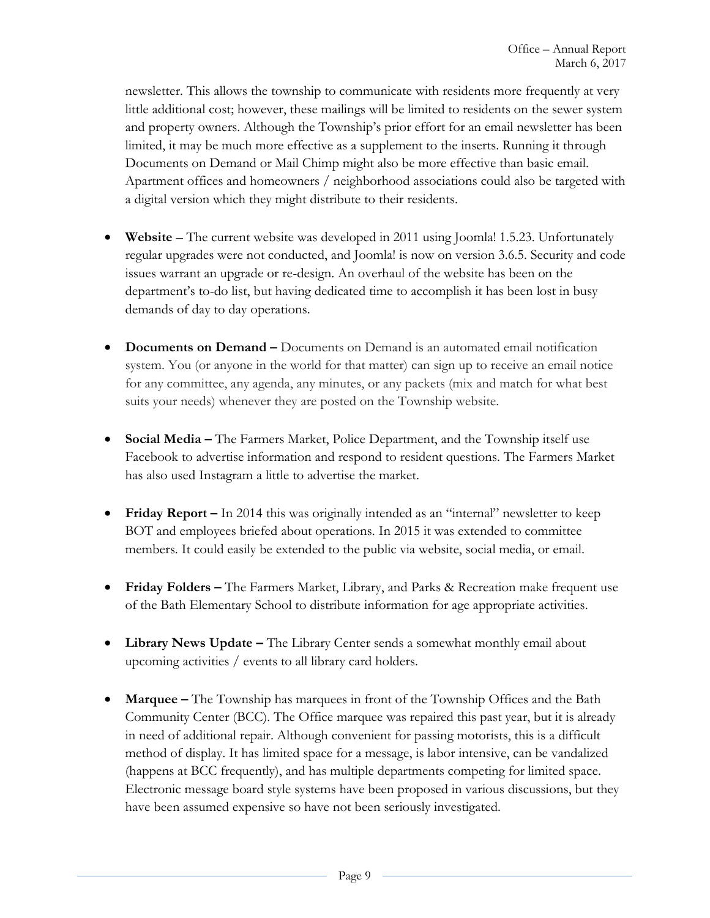newsletter. This allows the township to communicate with residents more frequently at very little additional cost; however, these mailings will be limited to residents on the sewer system and property owners. Although the Township's prior effort for an email newsletter has been limited, it may be much more effective as a supplement to the inserts. Running it through Documents on Demand or Mail Chimp might also be more effective than basic email. Apartment offices and homeowners / neighborhood associations could also be targeted with a digital version which they might distribute to their residents.

- **Website** – The current website was developed in 2011 using Joomla! 1.5.23. Unfortunately regular upgrades were not conducted, and Joomla! is now on version 3.6.5. Security and code issues warrant an upgrade or re-design. An overhaul of the website has been on the department's to-do list, but having dedicated time to accomplish it has been lost in busy demands of day to day operations.

- **Documents on Demand –** Documents on Demand is an automated email notification system. You (or anyone in the world for that matter) can sign up to receive an email notice for any committee, any agenda, any minutes, or any packets (mix and match for what best suits your needs) whenever they are posted on the Township website.

- **Social Media –** The Farmers Market, Police Department, and the Township itself use Facebook to advertise information and respond to resident questions. The Farmers Market has also used Instagram a little to advertise the market.

- **Friday Report –** In 2014 this was originally intended as an "internal" newsletter to keep BOT and employees briefed about operations. In 2015 it was extended to committee members. It could easily be extended to the public via website, social media, or email.

- **Friday Folders –** The Farmers Market, Library, and Parks & Recreation make frequent use of the Bath Elementary School to distribute information for age appropriate activities.

- **Library News Update –** The Library Center sends a somewhat monthly email about upcoming activities / events to all library card holders.

- **Marquee –** The Township has marquees in front of the Township Offices and the Bath Community Center (BCC). The Office marquee was repaired this past year, but it is already in need of additional repair. Although convenient for passing motorists, this is a difficult method of display. It has limited space for a message, is labor intensive, can be vandalized (happens at BCC frequently), and has multiple departments competing for limited space. Electronic message board style systems have been proposed in various discussions, but they have been assumed expensive so have not been seriously investigated.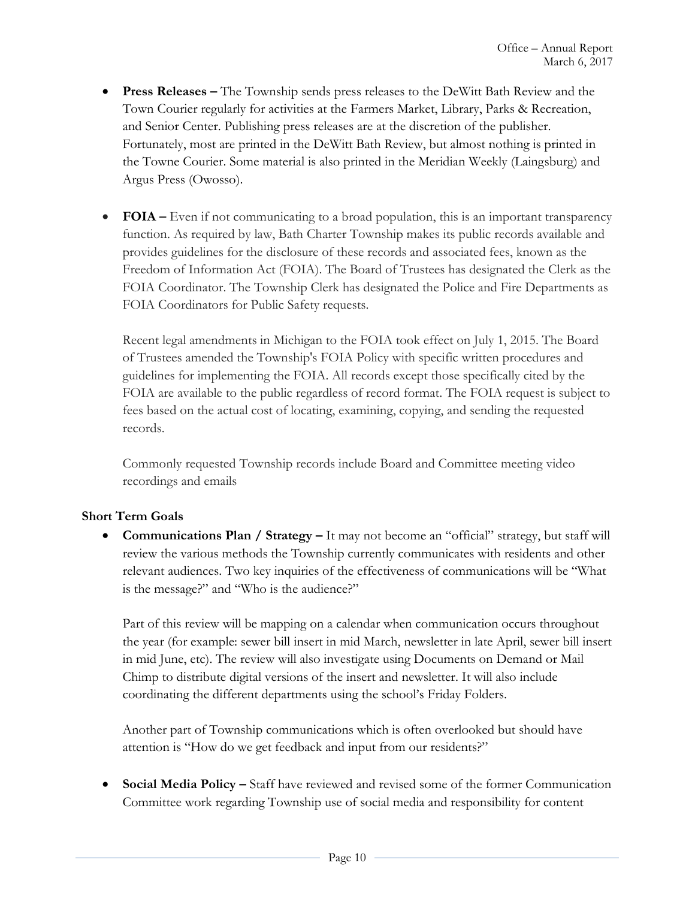- **Press Releases –** The Township sends press releases to the DeWitt Bath Review and the Town Courier regularly for activities at the Farmers Market, Library, Parks & Recreation, and Senior Center. Publishing press releases are at the discretion of the publisher. Fortunately, most are printed in the DeWitt Bath Review, but almost nothing is printed in the Towne Courier. Some material is also printed in the Meridian Weekly (Laingsburg) and Argus Press (Owosso).

- **FOIA –** Even if not communicating to a broad population, this is an important transparency function. As required by law, Bath Charter Township makes its public records available and provides guidelines for the disclosure of these records and associated fees, known as the Freedom of Information Act (FOIA). The Board of Trustees has designated the Clerk as the FOIA Coordinator. The Township Clerk has designated the Police and Fire Departments as FOIA Coordinators for Public Safety requests.

  Recent legal amendments in Michigan to the FOIA took effect on July 1, 2015. The Board of Trustees amended the Township's FOIA Policy with specific written procedures and guidelines for implementing the FOIA. All records except those specifically cited by the FOIA are available to the public regardless of record format. The FOIA request is subject to fees based on the actual cost of locating, examining, copying, and sending the requested records.

  Commonly requested Township records include Board and Committee meeting video recordings and emails

**Short Term Goals**

- **Communications Plan / Strategy –** It may not become an "official" strategy, but staff will review the various methods the Township currently communicates with residents and other relevant audiences. Two key inquiries of the effectiveness of communications will be "What is the message?" and "Who is the audience?"

  Part of this review will be mapping on a calendar when communication occurs throughout the year (for example: sewer bill insert in mid March, newsletter in late April, sewer bill insert in mid June, etc). The review will also investigate using Documents on Demand or Mail Chimp to distribute digital versions of the insert and newsletter. It will also include coordinating the different departments using the school's Friday Folders.

  Another part of Township communications which is often overlooked but should have attention is "How do we get feedback and input from our residents?"

- **Social Media Policy –** Staff have reviewed and revised some of the former Communication Committee work regarding Township use of social media and responsibility for content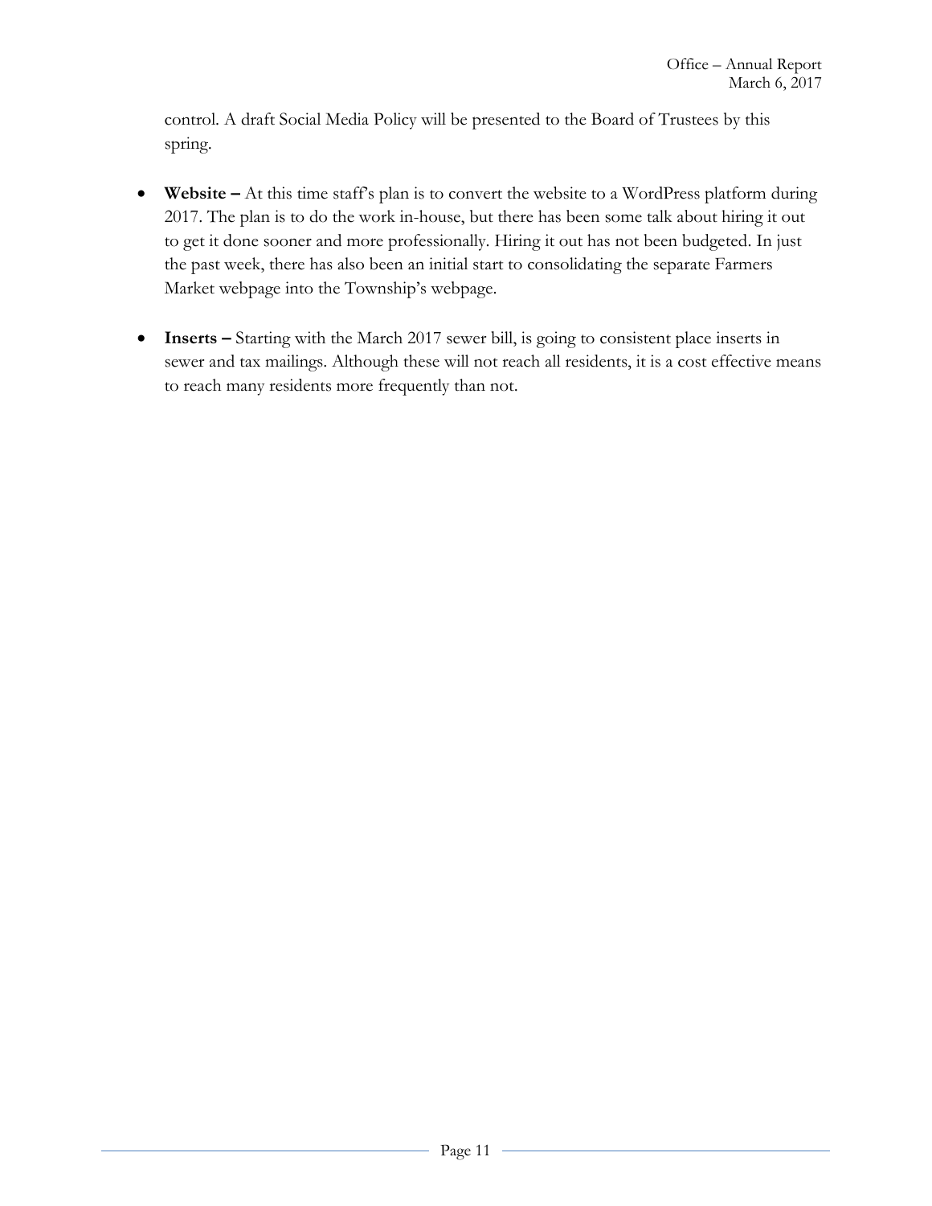control. A draft Social Media Policy will be presented to the Board of Trustees by this spring.

- **Website –** At this time staff's plan is to convert the website to a WordPress platform during 2017. The plan is to do the work in-house, but there has been some talk about hiring it out to get it done sooner and more professionally. Hiring it out has not been budgeted. In just the past week, there has also been an initial start to consolidating the separate Farmers Market webpage into the Township's webpage.

- **Inserts –** Starting with the March 2017 sewer bill, is going to consistent place inserts in sewer and tax mailings. Although these will not reach all residents, it is a cost effective means to reach many residents more frequently than not.